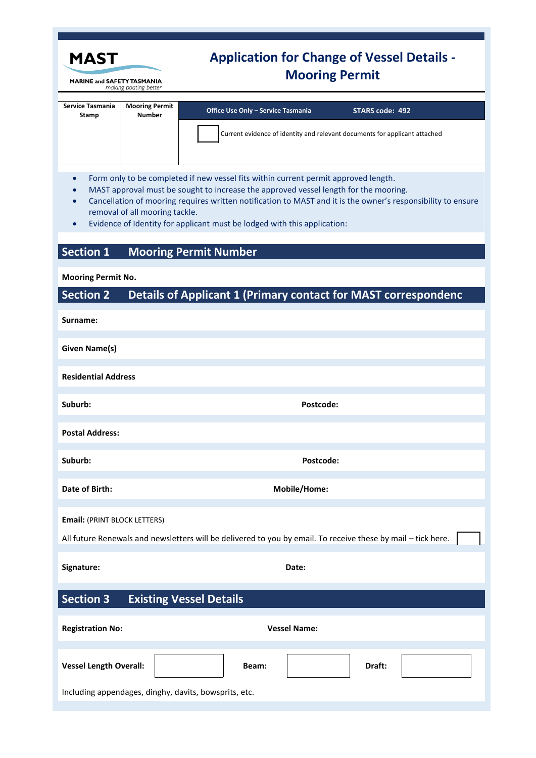**MAST**
MARINE and SAFETY TASMANIA
*making boating better*

# Application for Change of Vessel Details - Mooring Permit

| Service Tasmania Stamp | Mooring Permit Number | Office Use Only – Service Tasmania | STARS code: 492 |
|---|---|---|---|
| | | ☐ Current evidence of identity and relevant documents for applicant attached | |

- Form only to be completed if new vessel fits within current permit approved length.
- MAST approval must be sought to increase the approved vessel length for the mooring.
- Cancellation of mooring requires written notification to MAST and it is the owner's responsibility to ensure removal of all mooring tackle.
- Evidence of Identity for applicant must be lodged with this application:

## Section 1 Mooring Permit Number

**Mooring Permit No.**

## Section 2 Details of Applicant 1 (Primary contact for MAST correspondenc

**Surname:**

**Given Name(s)**

**Residential Address**

**Suburb:** **Postcode:**

**Postal Address:**

**Suburb:** **Postcode:**

**Date of Birth:** **Mobile/Home:**

**Email:** (PRINT BLOCK LETTERS)

All future Renewals and newsletters will be delivered to you by email. To receive these by mail – tick here. ☐

**Signature:** **Date:**

## Section 3 Existing Vessel Details

**Registration No:** **Vessel Name:**

| **Vessel Length Overall:** | | **Beam:** | | **Draft:** | |
|---|---|---|---|---|---|

Including appendages, dinghy, davits, bowsprits, etc.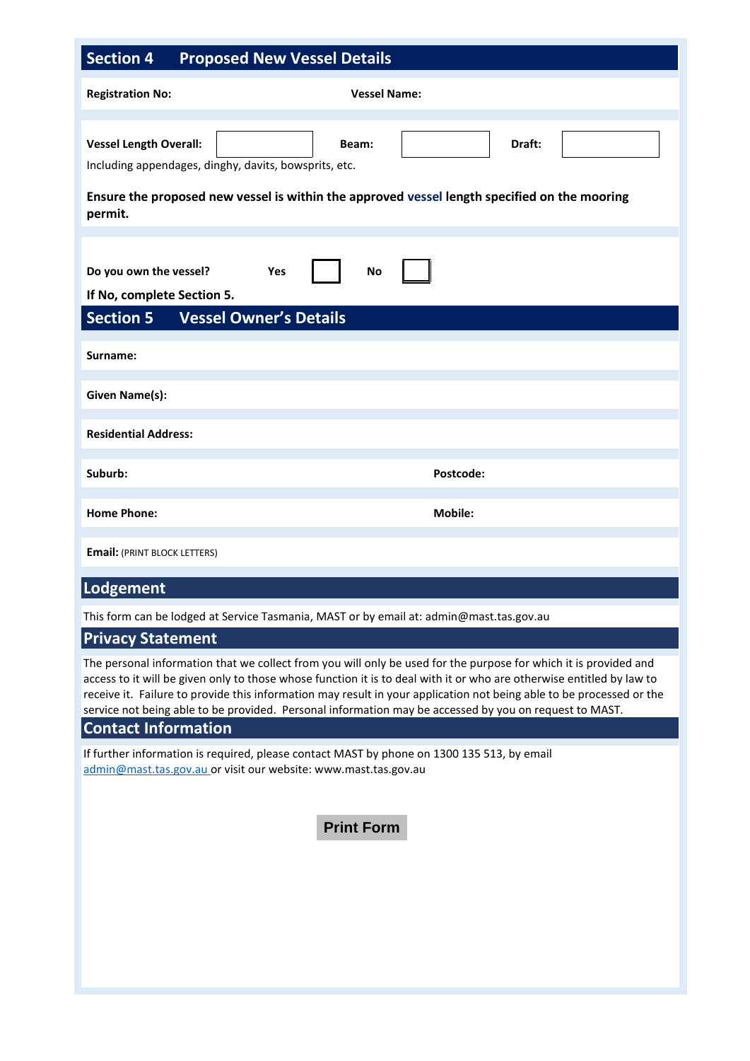## Section 4 Proposed New Vessel Details

**Registration No:** **Vessel Name:**

**Vessel Length Overall:** **Beam:** **Draft:**

Including appendages, dinghy, davits, bowsprits, etc.

**Ensure the proposed new vessel is within the approved vessel length specified on the mooring permit.**

**Do you own the vessel?** **Yes** ☐ **No** ☐

**If No, complete Section 5.**

## Section 5 Vessel Owner's Details

**Surname:**

**Given Name(s):**

**Residential Address:**

**Suburb:** **Postcode:**

**Home Phone:** **Mobile:**

**Email:** (PRINT BLOCK LETTERS)

## Lodgement

This form can be lodged at Service Tasmania, MAST or by email at: admin@mast.tas.gov.au

## Privacy Statement

The personal information that we collect from you will only be used for the purpose for which it is provided and access to it will be given only to those whose function it is to deal with it or who are otherwise entitled by law to receive it. Failure to provide this information may result in your application not being able to be processed or the service not being able to be provided. Personal information may be accessed by you on request to MAST.

## Contact Information

If further information is required, please contact MAST by phone on 1300 135 513, by email admin@mast.tas.gov.au or visit our website: www.mast.tas.gov.au

Print Form